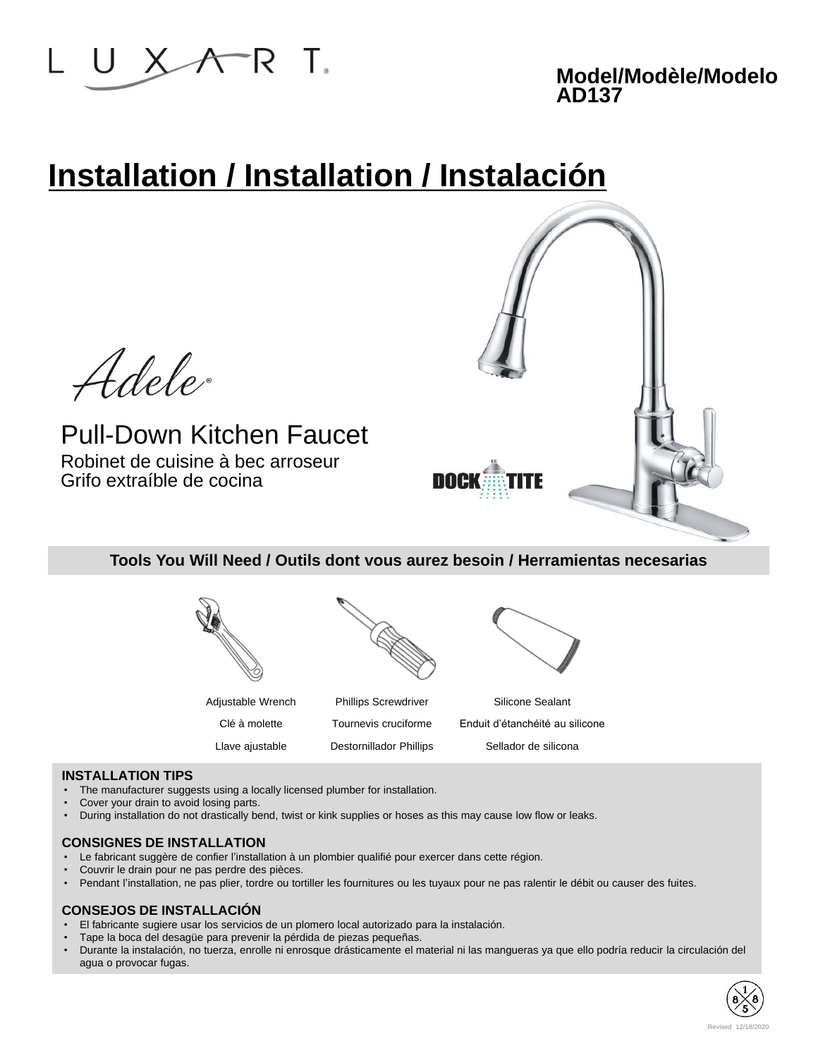LUXART

**Model/Modèle/Modelo AD137**

# Installation / Installation / Instalación

Adele®

## Pull-Down Kitchen Faucet

Robinet de cuisine à bec arroseur
Grifo extraíble de cocina

DOCK TITE

### Tools You Will Need / Outils dont vous aurez besoin / Herramientas necesarias

| Adjustable Wrench | Phillips Screwdriver | Silicone Sealant |
| --- | --- | --- |
| Clé à molette | Tournevis cruciforme | Enduit d'étanchéité au silicone |
| Llave ajustable | Destornillador Phillips | Sellador de silicona |

**INSTALLATION TIPS**

- The manufacturer suggests using a locally licensed plumber for installation.
- Cover your drain to avoid losing parts.
- During installation do not drastically bend, twist or kink supplies or hoses as this may cause low flow or leaks.

**CONSIGNES DE INSTALLATION**

- Le fabricant suggère de confier l'installation à un plombier qualifié pour exercer dans cette région.
- Couvrir le drain pour ne pas perdre des pièces.
- Pendant l'installation, ne pas plier, tordre ou tortiller les fournitures ou les tuyaux pour ne pas ralentir le débit ou causer des fuites.

**CONSEJOS DE INSTALLACIÓN**

- El fabricante sugiere usar los servicios de un plomero local autorizado para la instalación.
- Tape la boca del desagüe para prevenir la pérdida de piezas pequeñas.
- Durante la instalación, no tuerza, enrolle ni enrosque drásticamente el material ni las mangueras ya que ello podría reducir la circulación del agua o provocar fugas.

Revised 12/18/2020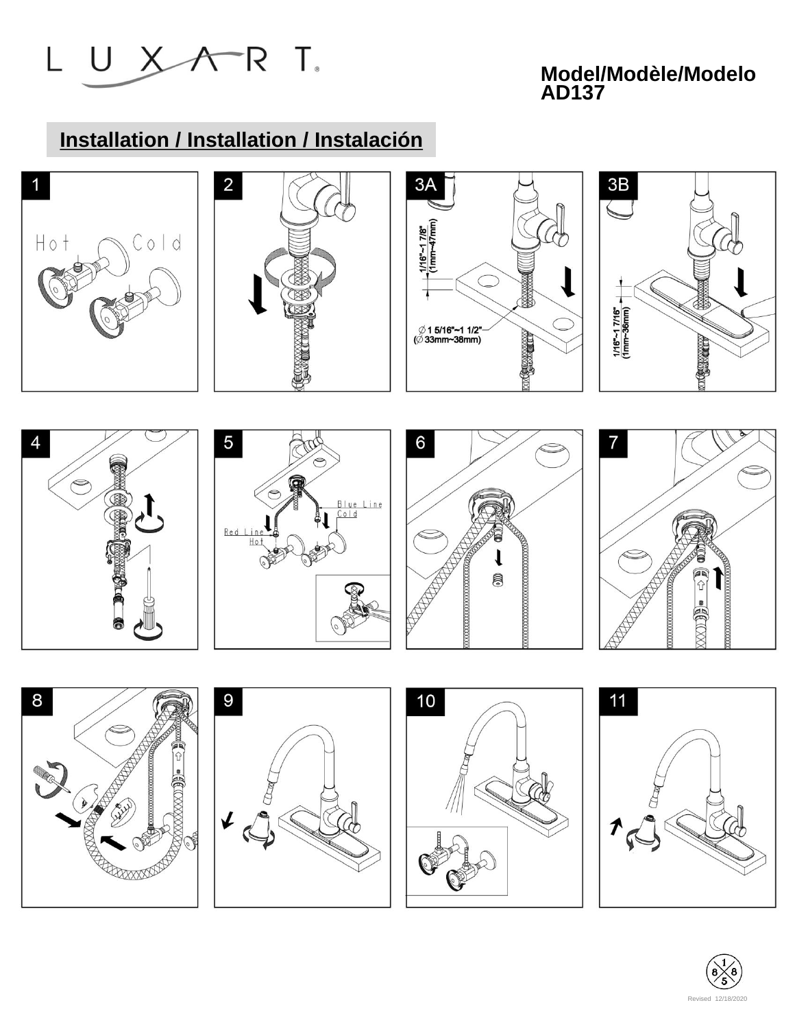LUXART

**Model/Modèle/Modelo AD137**

## Installation / Installation / Instalación

1

Hot Cold

2

3A

1/16"~1 7/8" (1mm~47mm)

∅ 1 5/16"~1 1/2" (∅ 33mm~38mm)

3B

1/16"~1 7/16" (1mm~36mm)

4

5

Blue Line Cold

Red Line Hot

6

7

8

9

10

11

Revised 12/18/2020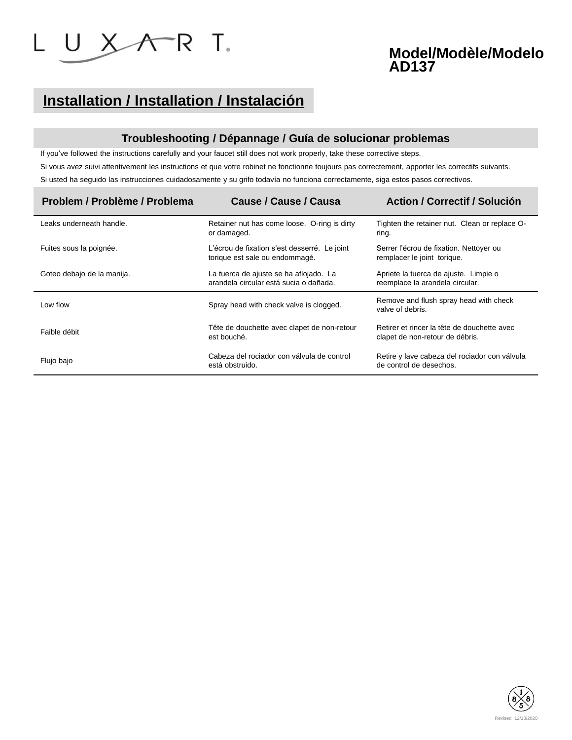LUXART

**Model/Modèle/Modelo AD137**

## Installation / Installation / Instalación

### Troubleshooting / Dépannage / Guía de solucionar problemas

If you've followed the instructions carefully and your faucet still does not work properly, take these corrective steps.

Si vous avez suivi attentivement les instructions et que votre robinet ne fonctionne toujours pas correctement, apporter les correctifs suivants.

Si usted ha seguido las instrucciones cuidadosamente y su grifo todavía no funciona correctamente, siga estos pasos correctivos.

| Problem / Problème / Problema | Cause / Cause / Causa | Action / Correctif / Solución |
|---|---|---|
| Leaks underneath handle. | Retainer nut has come loose. O-ring is dirty or damaged. | Tighten the retainer nut. Clean or replace O-ring. |
| Fuites sous la poignée. | L'écrou de fixation s'est desserré. Le joint torique est sale ou endommagé. | Serrer l'écrou de fixation. Nettoyer ou remplacer le joint torique. |
| Goteo debajo de la manija. | La tuerca de ajuste se ha aflojado. La arandela circular está sucia o dañada. | Apriete la tuerca de ajuste. Limpie o reemplace la arandela circular. |
| Low flow | Spray head with check valve is clogged. | Remove and flush spray head with check valve of debris. |
| Faible débit | Tête de douchette avec clapet de non-retour est bouché. | Retirer et rincer la tête de douchette avec clapet de non-retour de débris. |
| Flujo bajo | Cabeza del rociador con válvula de control está obstruido. | Retire y lave cabeza del rociador con válvula de control de desechos. |

Revised 12/18/2020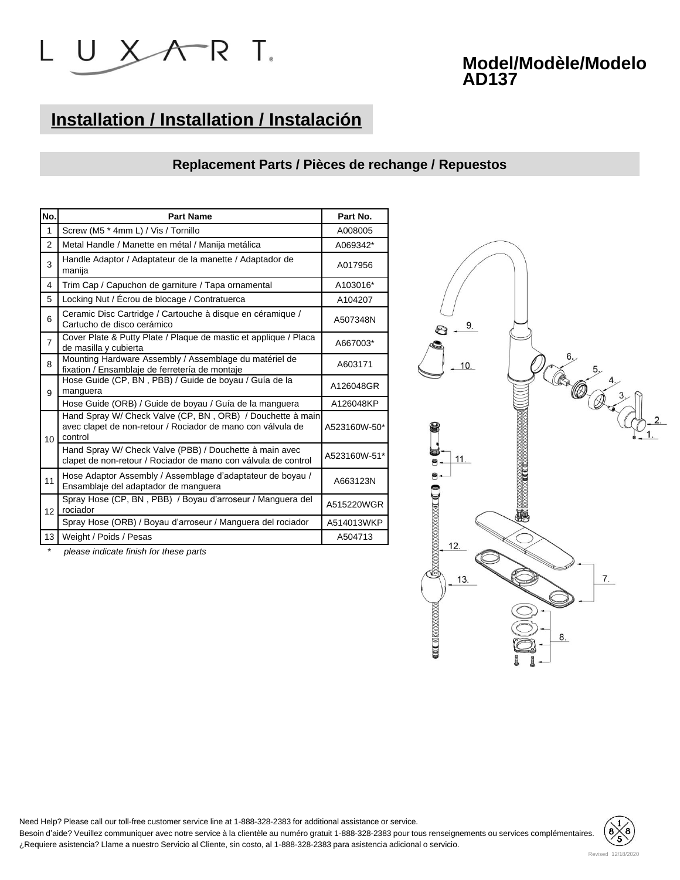# LUXART

**Model/Modèle/Modelo AD137**

## Installation / Installation / Instalación

### Replacement Parts / Pièces de rechange / Repuestos

| No. | Part Name | Part No. |
|---|---|---|
| 1 | Screw (M5 * 4mm L) / Vis / Tornillo | A008005 |
| 2 | Metal Handle / Manette en métal / Manija metálica | A069342* |
| 3 | Handle Adaptor / Adaptateur de la manette / Adaptador de manija | A017956 |
| 4 | Trim Cap / Capuchon de garniture / Tapa ornamental | A103016* |
| 5 | Locking Nut / Écrou de blocage / Contratuerca | A104207 |
| 6 | Ceramic Disc Cartridge / Cartouche à disque en céramique / Cartucho de disco cerámico | A507348N |
| 7 | Cover Plate & Putty Plate / Plaque de mastic et applique / Placa de masilla y cubierta | A667003* |
| 8 | Mounting Hardware Assembly / Assemblage du matériel de fixation / Ensamblaje de ferretería de montaje | A603171 |
| 9 | Hose Guide (CP, BN , PBB) / Guide de boyau / Guía de la manguera | A126048GR |
| | Hose Guide (ORB) / Guide de boyau / Guía de la manguera | A126048KP |
| 10 | Hand Spray W/ Check Valve (CP, BN , ORB) / Douchette à main avec clapet de non-retour / Rociador de mano con válvula de control | A523160W-50* |
| | Hand Spray W/ Check Valve (PBB) / Douchette à main avec clapet de non-retour / Rociador de mano con válvula de control | A523160W-51* |
| 11 | Hose Adaptor Assembly / Assemblage d'adaptateur de boyau / Ensamblaje del adaptador de manguera | A663123N |
| 12 | Spray Hose (CP, BN , PBB) / Boyau d'arroseur / Manguera del rociador | A515220WGR |
| | Spray Hose (ORB) / Boyau d'arroseur / Manguera del rociador | A514013WKP |
| 13 | Weight / Poids / Pesas | A504713 |

\* *please indicate finish for these parts*

Need Help? Please call our toll-free customer service line at 1-888-328-2383 for additional assistance or service.
Besoin d'aide? Veuillez communiquer avec notre service à la clientèle au numéro gratuit 1-888-328-2383 pour tous renseignements ou services complémentaires.
¿Requiere asistencia? Llame a nuestro Servicio al Cliente, sin costo, al 1-888-328-2383 para asistencia adicional o servicio.

Revised 12/18/2020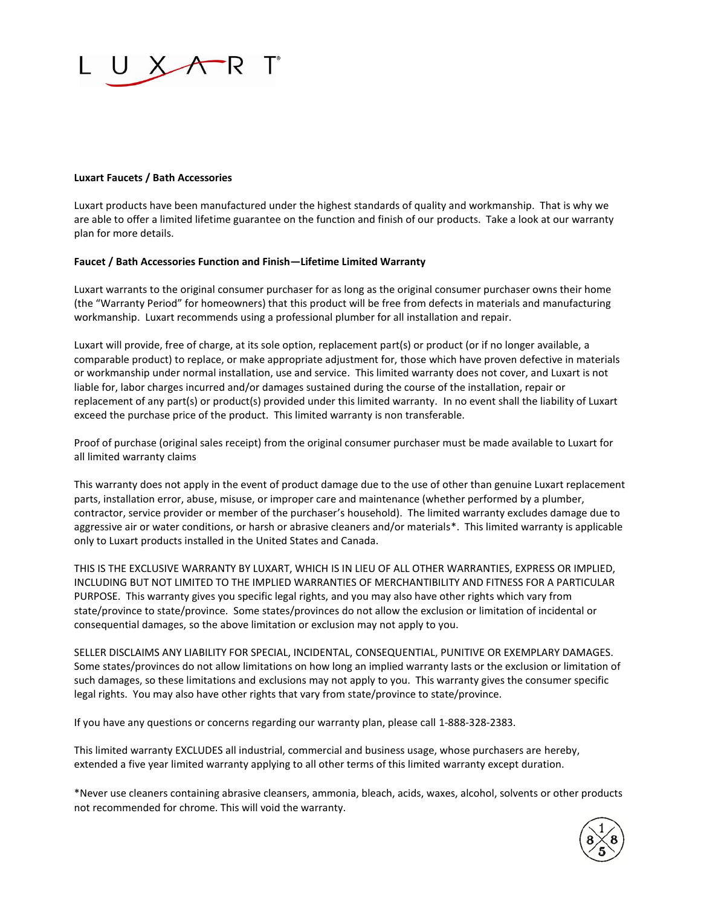LUXART®

**Luxart Faucets / Bath Accessories**

Luxart products have been manufactured under the highest standards of quality and workmanship. That is why we are able to offer a limited lifetime guarantee on the function and finish of our products. Take a look at our warranty plan for more details.

**Faucet / Bath Accessories Function and Finish—Lifetime Limited Warranty**

Luxart warrants to the original consumer purchaser for as long as the original consumer purchaser owns their home (the "Warranty Period" for homeowners) that this product will be free from defects in materials and manufacturing workmanship. Luxart recommends using a professional plumber for all installation and repair.

Luxart will provide, free of charge, at its sole option, replacement part(s) or product (or if no longer available, a comparable product) to replace, or make appropriate adjustment for, those which have proven defective in materials or workmanship under normal installation, use and service. This limited warranty does not cover, and Luxart is not liable for, labor charges incurred and/or damages sustained during the course of the installation, repair or replacement of any part(s) or product(s) provided under this limited warranty. In no event shall the liability of Luxart exceed the purchase price of the product. This limited warranty is non transferable.

Proof of purchase (original sales receipt) from the original consumer purchaser must be made available to Luxart for all limited warranty claims

This warranty does not apply in the event of product damage due to the use of other than genuine Luxart replacement parts, installation error, abuse, misuse, or improper care and maintenance (whether performed by a plumber, contractor, service provider or member of the purchaser's household). The limited warranty excludes damage due to aggressive air or water conditions, or harsh or abrasive cleaners and/or materials*. This limited warranty is applicable only to Luxart products installed in the United States and Canada.

THIS IS THE EXCLUSIVE WARRANTY BY LUXART, WHICH IS IN LIEU OF ALL OTHER WARRANTIES, EXPRESS OR IMPLIED, INCLUDING BUT NOT LIMITED TO THE IMPLIED WARRANTIES OF MERCHANTIBILITY AND FITNESS FOR A PARTICULAR PURPOSE. This warranty gives you specific legal rights, and you may also have other rights which vary from state/province to state/province. Some states/provinces do not allow the exclusion or limitation of incidental or consequential damages, so the above limitation or exclusion may not apply to you.

SELLER DISCLAIMS ANY LIABILITY FOR SPECIAL, INCIDENTAL, CONSEQUENTIAL, PUNITIVE OR EXEMPLARY DAMAGES. Some states/provinces do not allow limitations on how long an implied warranty lasts or the exclusion or limitation of such damages, so these limitations and exclusions may not apply to you. This warranty gives the consumer specific legal rights. You may also have other rights that vary from state/province to state/province.

If you have any questions or concerns regarding our warranty plan, please call 1-888-328-2383.

This limited warranty EXCLUDES all industrial, commercial and business usage, whose purchasers are hereby, extended a five year limited warranty applying to all other terms of this limited warranty except duration.

*Never use cleaners containing abrasive cleansers, ammonia, bleach, acids, waxes, alcohol, solvents or other products not recommended for chrome. This will void the warranty.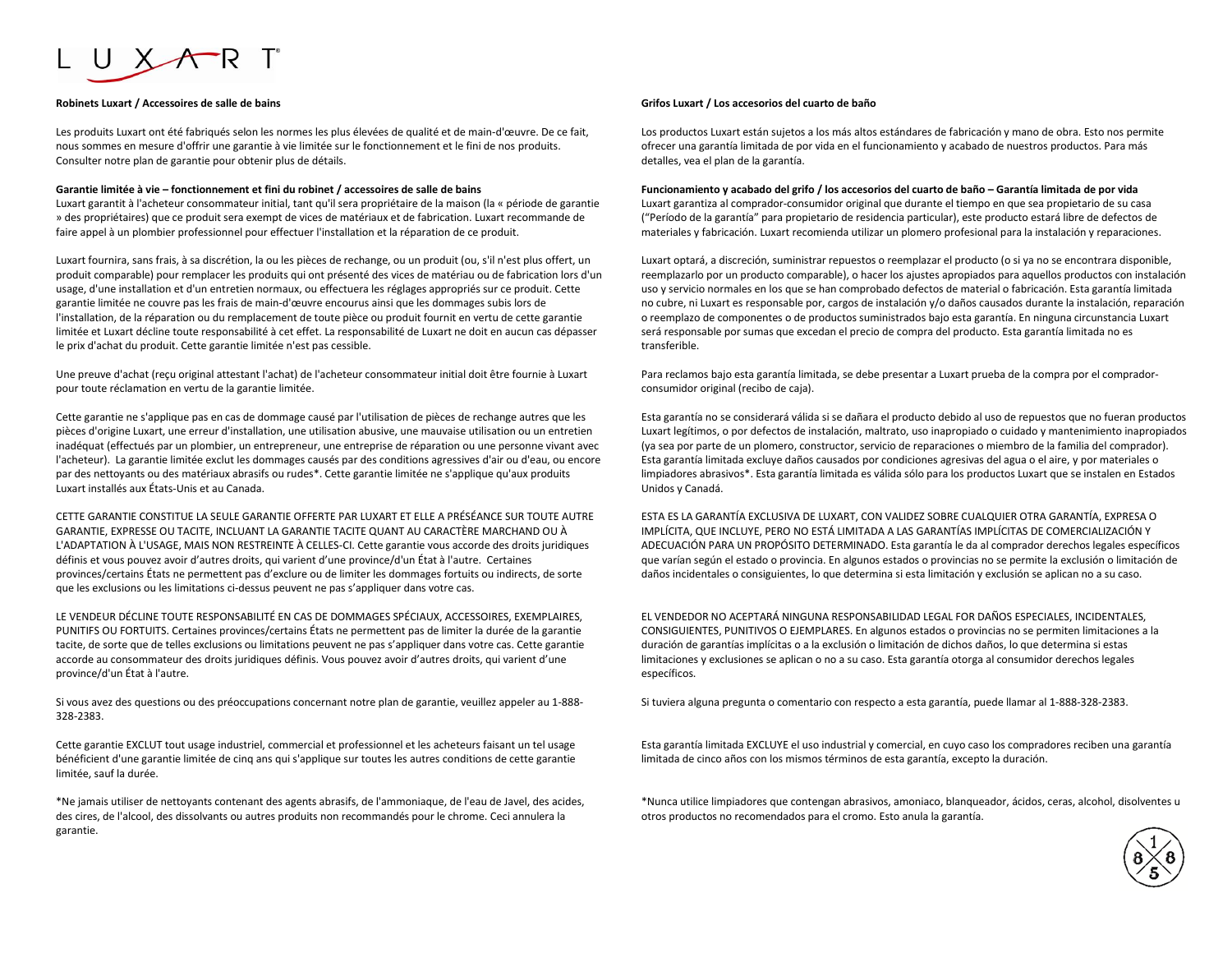LUXART

**Robinets Luxart / Accessoires de salle de bains**

Les produits Luxart ont été fabriqués selon les normes les plus élevées de qualité et de main-d'œuvre. De ce fait, nous sommes en mesure d'offrir une garantie à vie limitée sur le fonctionnement et le fini de nos produits. Consulter notre plan de garantie pour obtenir plus de détails.

**Garantie limitée à vie – fonctionnement et fini du robinet / accessoires de salle de bains**
Luxart garantit à l'acheteur consommateur initial, tant qu'il sera propriétaire de la maison (la « période de garantie » des propriétaires) que ce produit sera exempt de vices de matériaux et de fabrication. Luxart recommande de faire appel à un plombier professionnel pour effectuer l'installation et la réparation de ce produit.

Luxart fournira, sans frais, à sa discrétion, la ou les pièces de rechange, ou un produit (ou, s'il n'est plus offert, un produit comparable) pour remplacer les produits qui ont présenté des vices de matériau ou de fabrication lors d'un usage, d'une installation et d'un entretien normaux, ou effectuera les réglages appropriés sur ce produit. Cette garantie limitée ne couvre pas les frais de main-d'œuvre encourus ainsi que les dommages subis lors de l'installation, de la réparation ou du remplacement de toute pièce ou produit fournit en vertu de cette garantie limitée et Luxart décline toute responsabilité à cet effet. La responsabilité de Luxart ne doit en aucun cas dépasser le prix d'achat du produit. Cette garantie limitée n'est pas cessible.

Une preuve d'achat (reçu original attestant l'achat) de l'acheteur consommateur initial doit être fournie à Luxart pour toute réclamation en vertu de la garantie limitée.

Cette garantie ne s'applique pas en cas de dommage causé par l'utilisation de pièces de rechange autres que les pièces d'origine Luxart, une erreur d'installation, une utilisation abusive, une mauvaise utilisation ou un entretien inadéquat (effectués par un plombier, un entrepreneur, une entreprise de réparation ou une personne vivant avec l'acheteur). La garantie limitée exclut les dommages causés par des conditions agressives d'air ou d'eau, ou encore par des nettoyants ou des matériaux abrasifs ou rudes*. Cette garantie limitée ne s'applique qu'aux produits Luxart installés aux États-Unis et au Canada.

CETTE GARANTIE CONSTITUE LA SEULE GARANTIE OFFERTE PAR LUXART ET ELLE A PRÉSÉANCE SUR TOUTE AUTRE GARANTIE, EXPRESSE OU TACITE, INCLUANT LA GARANTIE TACITE QUANT AU CARACTÈRE MARCHAND OU À L'ADAPTATION À L'USAGE, MAIS NON RESTREINTE À CELLES-CI. Cette garantie vous accorde des droits juridiques définis et vous pouvez avoir d'autres droits, qui varient d'une province/d'un État à l'autre. Certaines provinces/certains États ne permettent pas d'exclure ou de limiter les dommages fortuits ou indirects, de sorte que les exclusions ou les limitations ci-dessus peuvent ne pas s'appliquer dans votre cas.

LE VENDEUR DÉCLINE TOUTE RESPONSABILITÉ EN CAS DE DOMMAGES SPÉCIAUX, ACCESSOIRES, EXEMPLAIRES, PUNITIFS OU FORTUITS. Certaines provinces/certains États ne permettent pas de limiter la durée de la garantie tacite, de sorte que de telles exclusions ou limitations peuvent ne pas s'appliquer dans votre cas. Cette garantie accorde au consommateur des droits juridiques définis. Vous pouvez avoir d'autres droits, qui varient d'une province/d'un État à l'autre.

Si vous avez des questions ou des préoccupations concernant notre plan de garantie, veuillez appeler au 1-888-328-2383.

Cette garantie EXCLUT tout usage industriel, commercial et professionnel et les acheteurs faisant un tel usage bénéficient d'une garantie limitée de cinq ans qui s'applique sur toutes les autres conditions de cette garantie limitée, sauf la durée.

*Ne jamais utiliser de nettoyants contenant des agents abrasifs, de l'ammoniaque, de l'eau de Javel, des acides, des cires, de l'alcool, des dissolvants ou autres produits non recommandés pour le chrome. Ceci annulera la garantie.

**Grifos Luxart / Los accesorios del cuarto de baño**

Los productos Luxart están sujetos a los más altos estándares de fabricación y mano de obra. Esto nos permite ofrecer una garantía limitada de por vida en el funcionamiento y acabado de nuestros productos. Para más detalles, vea el plan de la garantía.

**Funcionamiento y acabado del grifo / los accesorios del cuarto de baño – Garantía limitada de por vida**
Luxart garantiza al comprador-consumidor original que durante el tiempo en que sea propietario de su casa ("Período de la garantía" para propietario de residencia particular), este producto estará libre de defectos de materiales y fabricación. Luxart recomienda utilizar un plomero profesional para la instalación y reparaciones.

Luxart optará, a discreción, suministrar repuestos o reemplazar el producto (o si ya no se encontrara disponible, reemplazarlo por un producto comparable), o hacer los ajustes apropiados para aquellos productos con instalación uso y servicio normales en los que se han comprobado defectos de material o fabricación. Esta garantía limitada no cubre, ni Luxart es responsable por, cargos de instalación y/o daños causados durante la instalación, reparación o reemplazo de componentes o de productos suministrados bajo esta garantía. En ninguna circunstancia Luxart será responsable por sumas que excedan el precio de compra del producto. Esta garantía limitada no es transferible.

Para reclamos bajo esta garantía limitada, se debe presentar a Luxart prueba de la compra por el comprador-consumidor original (recibo de caja).

Esta garantía no se considerará válida si se dañara el producto debido al uso de repuestos que no fueran productos Luxart legítimos, o por defectos de instalación, maltrato, uso inapropiado o cuidado y mantenimiento inapropiados (ya sea por parte de un plomero, constructor, servicio de reparaciones o miembro de la familia del comprador). Esta garantía limitada excluye daños causados por condiciones agresivas del agua o el aire, y por materiales o limpiadores abrasivos*. Esta garantía limitada es válida sólo para los productos Luxart que se instalen en Estados Unidos y Canadá.

ESTA ES LA GARANTÍA EXCLUSIVA DE LUXART, CON VALIDEZ SOBRE CUALQUIER OTRA GARANTÍA, EXPRESA O IMPLÍCITA, QUE INCLUYE, PERO NO ESTÁ LIMITADA A LAS GARANTÍAS IMPLÍCITAS DE COMERCIALIZACIÓN Y ADECUACIÓN PARA UN PROPÓSITO DETERMINADO. Esta garantía le da al comprador derechos legales específicos que varían según el estado o provincia. En algunos estados o provincias no se permite la exclusión o limitación de daños incidentales o consiguientes, lo que determina si esta limitación y exclusión se aplican no a su caso.

EL VENDEDOR NO ACEPTARÁ NINGUNA RESPONSABILIDAD LEGAL FOR DAÑOS ESPECIALES, INCIDENTALES, CONSIGUIENTES, PUNITIVOS O EJEMPLARES. En algunos estados o provincias no se permiten limitaciones a la duración de garantías implícitas o a la exclusión o limitación de dichos daños, lo que determina si estas limitaciones y exclusiones se aplican o no a su caso. Esta garantía otorga al consumidor derechos legales específicos.

Si tuviera alguna pregunta o comentario con respecto a esta garantía, puede llamar al 1-888-328-2383.

Esta garantía limitada EXCLUYE el uso industrial y comercial, en cuyo caso los compradores reciben una garantía limitada de cinco años con los mismos términos de esta garantía, excepto la duración.

*Nunca utilice limpiadores que contengan abrasivos, amoniaco, blanqueador, ácidos, ceras, alcohol, disolventes u otros productos no recomendados para el cromo. Esto anula la garantía.